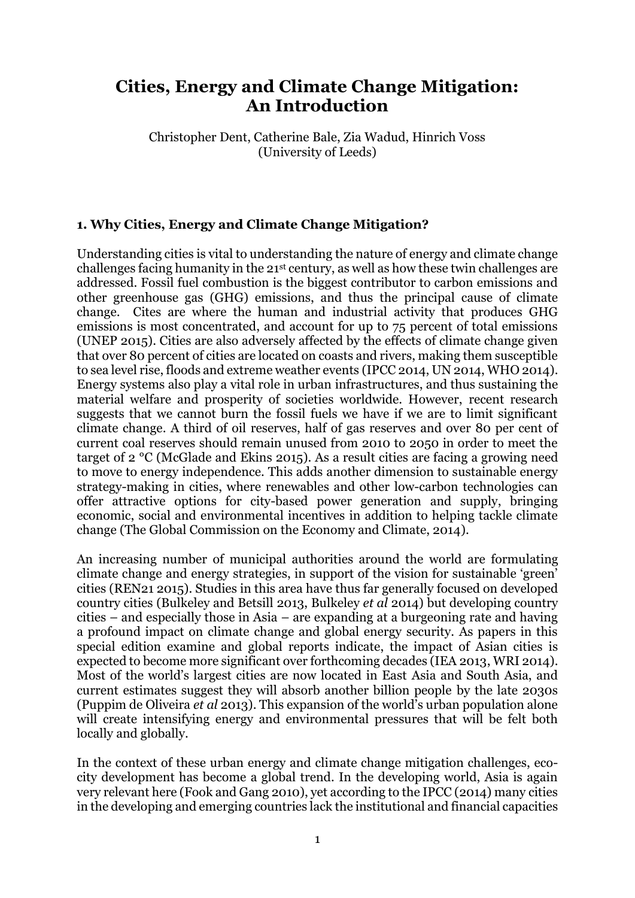# Cities, Energy and Climate Change Mitigation: An Introduction

Christopher Dent, Catherine Bale, Zia Wadud, Hinrich Voss
(University of Leeds)

## 1. Why Cities, Energy and Climate Change Mitigation?

Understanding cities is vital to understanding the nature of energy and climate change challenges facing humanity in the 21st century, as well as how these twin challenges are addressed. Fossil fuel combustion is the biggest contributor to carbon emissions and other greenhouse gas (GHG) emissions, and thus the principal cause of climate change. Cites are where the human and industrial activity that produces GHG emissions is most concentrated, and account for up to 75 percent of total emissions (UNEP 2015). Cities are also adversely affected by the effects of climate change given that over 80 percent of cities are located on coasts and rivers, making them susceptible to sea level rise, floods and extreme weather events (IPCC 2014, UN 2014, WHO 2014). Energy systems also play a vital role in urban infrastructures, and thus sustaining the material welfare and prosperity of societies worldwide. However, recent research suggests that we cannot burn the fossil fuels we have if we are to limit significant climate change. A third of oil reserves, half of gas reserves and over 80 per cent of current coal reserves should remain unused from 2010 to 2050 in order to meet the target of 2 °C (McGlade and Ekins 2015). As a result cities are facing a growing need to move to energy independence. This adds another dimension to sustainable energy strategy-making in cities, where renewables and other low-carbon technologies can offer attractive options for city-based power generation and supply, bringing economic, social and environmental incentives in addition to helping tackle climate change (The Global Commission on the Economy and Climate, 2014).

An increasing number of municipal authorities around the world are formulating climate change and energy strategies, in support of the vision for sustainable 'green' cities (REN21 2015). Studies in this area have thus far generally focused on developed country cities (Bulkeley and Betsill 2013, Bulkeley *et al* 2014) but developing country cities – and especially those in Asia – are expanding at a burgeoning rate and having a profound impact on climate change and global energy security. As papers in this special edition examine and global reports indicate, the impact of Asian cities is expected to become more significant over forthcoming decades (IEA 2013, WRI 2014). Most of the world's largest cities are now located in East Asia and South Asia, and current estimates suggest they will absorb another billion people by the late 2030s (Puppim de Oliveira *et al* 2013). This expansion of the world's urban population alone will create intensifying energy and environmental pressures that will be felt both locally and globally.

In the context of these urban energy and climate change mitigation challenges, eco-city development has become a global trend. In the developing world, Asia is again very relevant here (Fook and Gang 2010), yet according to the IPCC (2014) many cities in the developing and emerging countries lack the institutional and financial capacities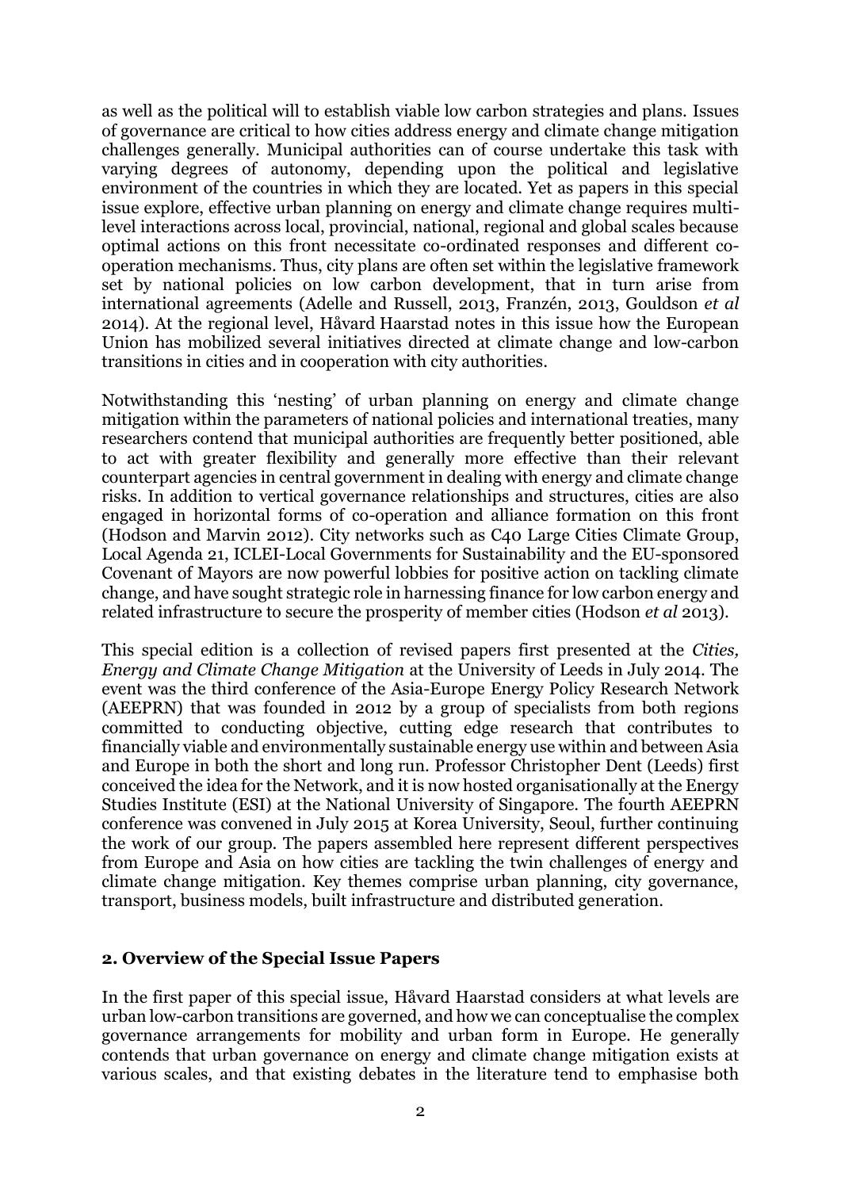as well as the political will to establish viable low carbon strategies and plans. Issues of governance are critical to how cities address energy and climate change mitigation challenges generally. Municipal authorities can of course undertake this task with varying degrees of autonomy, depending upon the political and legislative environment of the countries in which they are located. Yet as papers in this special issue explore, effective urban planning on energy and climate change requires multi-level interactions across local, provincial, national, regional and global scales because optimal actions on this front necessitate co-ordinated responses and different co-operation mechanisms. Thus, city plans are often set within the legislative framework set by national policies on low carbon development, that in turn arise from international agreements (Adelle and Russell, 2013, Franzén, 2013, Gouldson *et al* 2014). At the regional level, Håvard Haarstad notes in this issue how the European Union has mobilized several initiatives directed at climate change and low-carbon transitions in cities and in cooperation with city authorities.

Notwithstanding this 'nesting' of urban planning on energy and climate change mitigation within the parameters of national policies and international treaties, many researchers contend that municipal authorities are frequently better positioned, able to act with greater flexibility and generally more effective than their relevant counterpart agencies in central government in dealing with energy and climate change risks. In addition to vertical governance relationships and structures, cities are also engaged in horizontal forms of co-operation and alliance formation on this front (Hodson and Marvin 2012). City networks such as C40 Large Cities Climate Group, Local Agenda 21, ICLEI-Local Governments for Sustainability and the EU-sponsored Covenant of Mayors are now powerful lobbies for positive action on tackling climate change, and have sought strategic role in harnessing finance for low carbon energy and related infrastructure to secure the prosperity of member cities (Hodson *et al* 2013).

This special edition is a collection of revised papers first presented at the *Cities, Energy and Climate Change Mitigation* at the University of Leeds in July 2014. The event was the third conference of the Asia-Europe Energy Policy Research Network (AEEPRN) that was founded in 2012 by a group of specialists from both regions committed to conducting objective, cutting edge research that contributes to financially viable and environmentally sustainable energy use within and between Asia and Europe in both the short and long run. Professor Christopher Dent (Leeds) first conceived the idea for the Network, and it is now hosted organisationally at the Energy Studies Institute (ESI) at the National University of Singapore. The fourth AEEPRN conference was convened in July 2015 at Korea University, Seoul, further continuing the work of our group. The papers assembled here represent different perspectives from Europe and Asia on how cities are tackling the twin challenges of energy and climate change mitigation. Key themes comprise urban planning, city governance, transport, business models, built infrastructure and distributed generation.

## 2. Overview of the Special Issue Papers

In the first paper of this special issue, Håvard Haarstad considers at what levels are urban low-carbon transitions are governed, and how we can conceptualise the complex governance arrangements for mobility and urban form in Europe. He generally contends that urban governance on energy and climate change mitigation exists at various scales, and that existing debates in the literature tend to emphasise both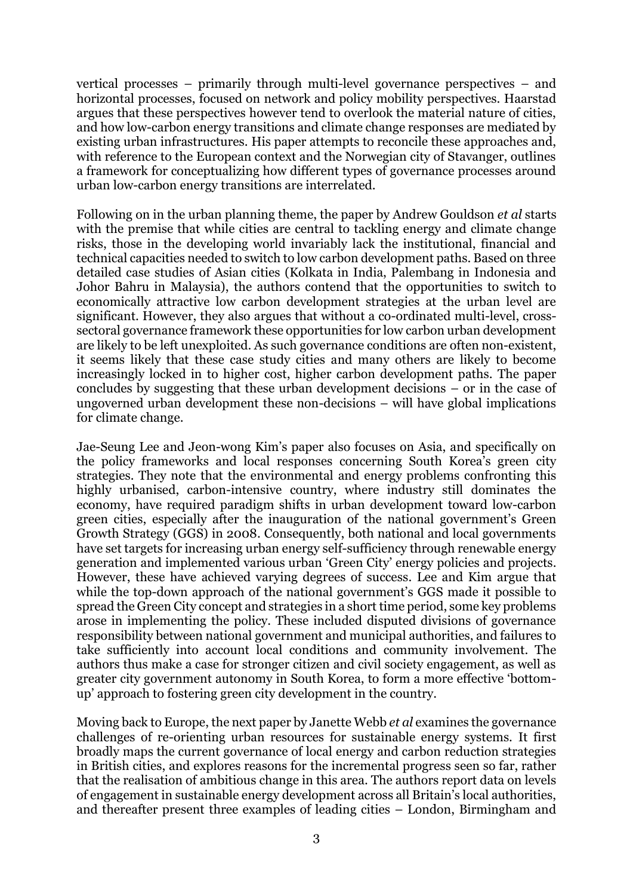vertical processes – primarily through multi-level governance perspectives – and horizontal processes, focused on network and policy mobility perspectives. Haarstad argues that these perspectives however tend to overlook the material nature of cities, and how low-carbon energy transitions and climate change responses are mediated by existing urban infrastructures. His paper attempts to reconcile these approaches and, with reference to the European context and the Norwegian city of Stavanger, outlines a framework for conceptualizing how different types of governance processes around urban low-carbon energy transitions are interrelated.

Following on in the urban planning theme, the paper by Andrew Gouldson *et al* starts with the premise that while cities are central to tackling energy and climate change risks, those in the developing world invariably lack the institutional, financial and technical capacities needed to switch to low carbon development paths. Based on three detailed case studies of Asian cities (Kolkata in India, Palembang in Indonesia and Johor Bahru in Malaysia), the authors contend that the opportunities to switch to economically attractive low carbon development strategies at the urban level are significant. However, they also argues that without a co-ordinated multi-level, cross-sectoral governance framework these opportunities for low carbon urban development are likely to be left unexploited. As such governance conditions are often non-existent, it seems likely that these case study cities and many others are likely to become increasingly locked in to higher cost, higher carbon development paths. The paper concludes by suggesting that these urban development decisions – or in the case of ungoverned urban development these non-decisions – will have global implications for climate change.

Jae-Seung Lee and Jeon-wong Kim's paper also focuses on Asia, and specifically on the policy frameworks and local responses concerning South Korea's green city strategies. They note that the environmental and energy problems confronting this highly urbanised, carbon-intensive country, where industry still dominates the economy, have required paradigm shifts in urban development toward low-carbon green cities, especially after the inauguration of the national government's Green Growth Strategy (GGS) in 2008. Consequently, both national and local governments have set targets for increasing urban energy self-sufficiency through renewable energy generation and implemented various urban 'Green City' energy policies and projects. However, these have achieved varying degrees of success. Lee and Kim argue that while the top-down approach of the national government's GGS made it possible to spread the Green City concept and strategies in a short time period, some key problems arose in implementing the policy. These included disputed divisions of governance responsibility between national government and municipal authorities, and failures to take sufficiently into account local conditions and community involvement. The authors thus make a case for stronger citizen and civil society engagement, as well as greater city government autonomy in South Korea, to form a more effective 'bottom-up' approach to fostering green city development in the country.

Moving back to Europe, the next paper by Janette Webb *et al* examines the governance challenges of re-orienting urban resources for sustainable energy systems. It first broadly maps the current governance of local energy and carbon reduction strategies in British cities, and explores reasons for the incremental progress seen so far, rather that the realisation of ambitious change in this area. The authors report data on levels of engagement in sustainable energy development across all Britain's local authorities, and thereafter present three examples of leading cities – London, Birmingham and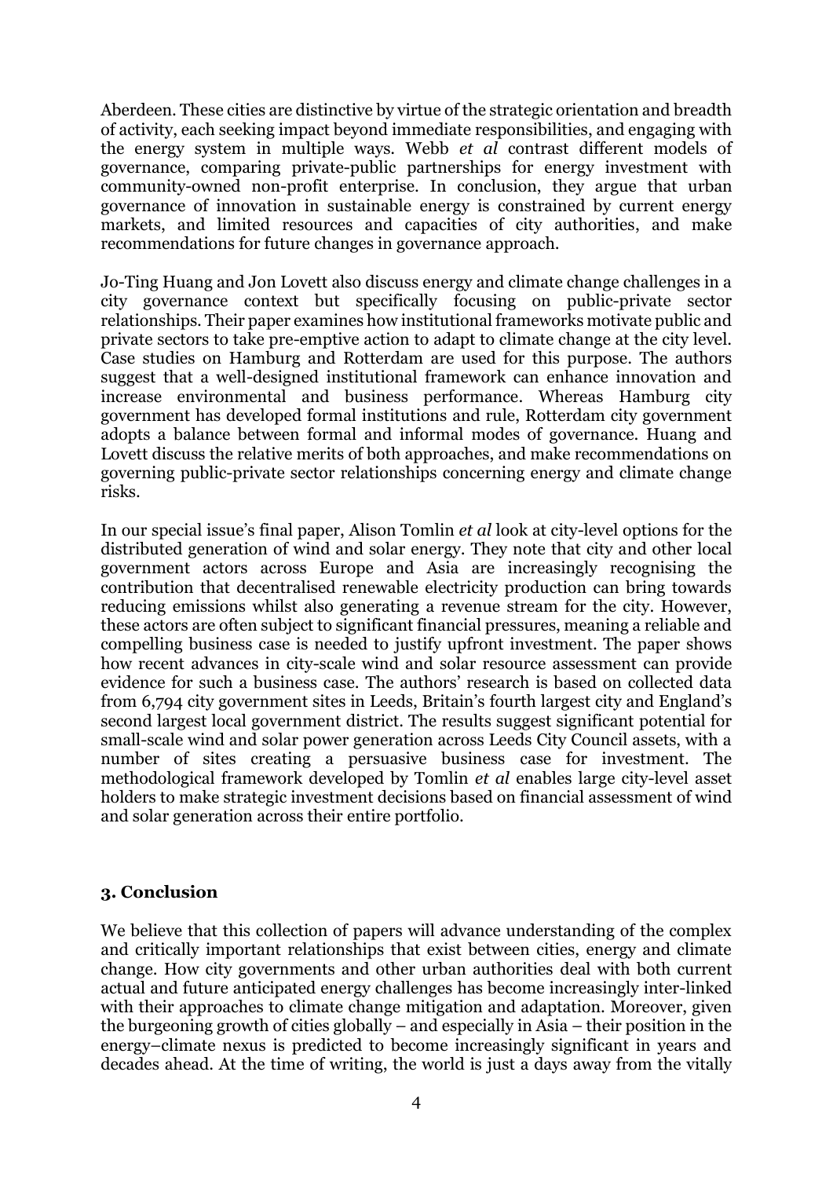Aberdeen. These cities are distinctive by virtue of the strategic orientation and breadth of activity, each seeking impact beyond immediate responsibilities, and engaging with the energy system in multiple ways. Webb *et al* contrast different models of governance, comparing private-public partnerships for energy investment with community-owned non-profit enterprise. In conclusion, they argue that urban governance of innovation in sustainable energy is constrained by current energy markets, and limited resources and capacities of city authorities, and make recommendations for future changes in governance approach.

Jo-Ting Huang and Jon Lovett also discuss energy and climate change challenges in a city governance context but specifically focusing on public-private sector relationships. Their paper examines how institutional frameworks motivate public and private sectors to take pre-emptive action to adapt to climate change at the city level. Case studies on Hamburg and Rotterdam are used for this purpose. The authors suggest that a well-designed institutional framework can enhance innovation and increase environmental and business performance. Whereas Hamburg city government has developed formal institutions and rule, Rotterdam city government adopts a balance between formal and informal modes of governance. Huang and Lovett discuss the relative merits of both approaches, and make recommendations on governing public-private sector relationships concerning energy and climate change risks.

In our special issue's final paper, Alison Tomlin *et al* look at city-level options for the distributed generation of wind and solar energy. They note that city and other local government actors across Europe and Asia are increasingly recognising the contribution that decentralised renewable electricity production can bring towards reducing emissions whilst also generating a revenue stream for the city. However, these actors are often subject to significant financial pressures, meaning a reliable and compelling business case is needed to justify upfront investment. The paper shows how recent advances in city-scale wind and solar resource assessment can provide evidence for such a business case. The authors' research is based on collected data from 6,794 city government sites in Leeds, Britain's fourth largest city and England's second largest local government district. The results suggest significant potential for small-scale wind and solar power generation across Leeds City Council assets, with a number of sites creating a persuasive business case for investment. The methodological framework developed by Tomlin *et al* enables large city-level asset holders to make strategic investment decisions based on financial assessment of wind and solar generation across their entire portfolio.

## 3. Conclusion

We believe that this collection of papers will advance understanding of the complex and critically important relationships that exist between cities, energy and climate change. How city governments and other urban authorities deal with both current actual and future anticipated energy challenges has become increasingly inter-linked with their approaches to climate change mitigation and adaptation. Moreover, given the burgeoning growth of cities globally – and especially in Asia – their position in the energy–climate nexus is predicted to become increasingly significant in years and decades ahead. At the time of writing, the world is just a days away from the vitally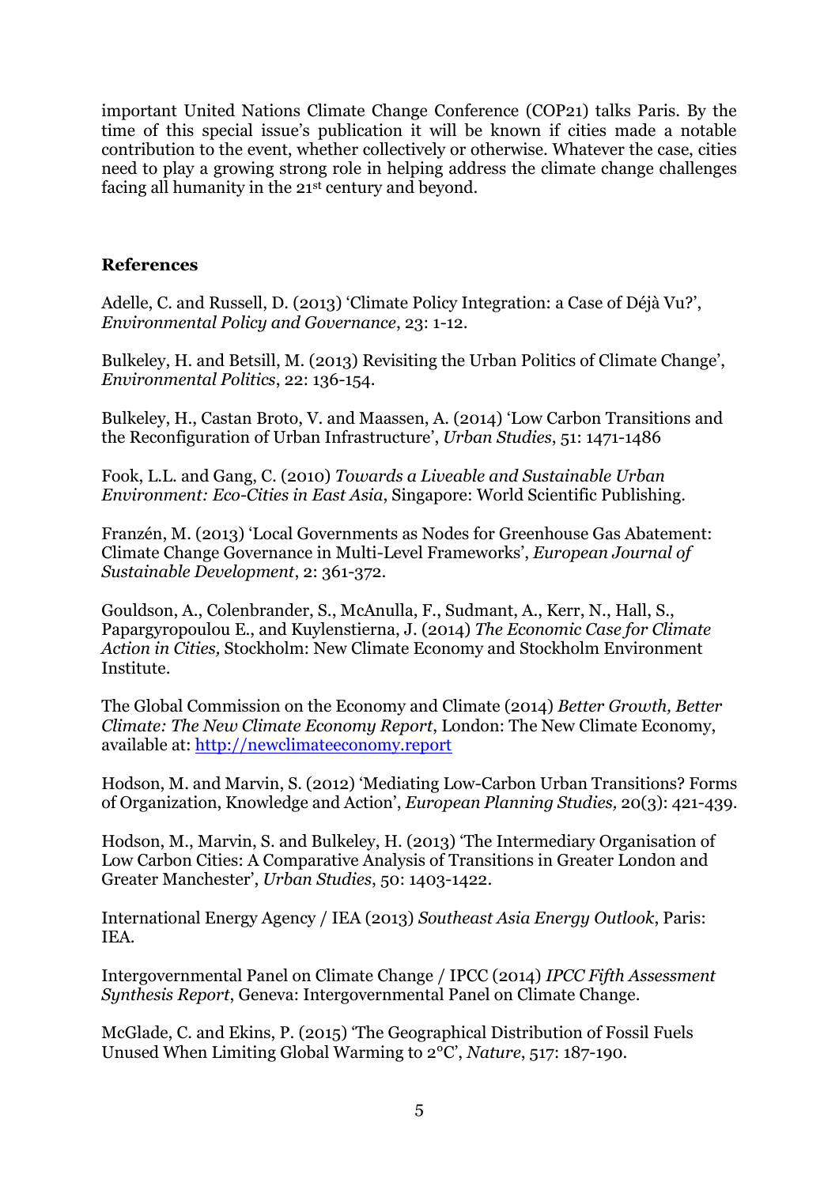important United Nations Climate Change Conference (COP21) talks Paris. By the time of this special issue's publication it will be known if cities made a notable contribution to the event, whether collectively or otherwise. Whatever the case, cities need to play a growing strong role in helping address the climate change challenges facing all humanity in the 21st century and beyond.

## References

Adelle, C. and Russell, D. (2013) 'Climate Policy Integration: a Case of Déjà Vu?', *Environmental Policy and Governance*, 23: 1-12.

Bulkeley, H. and Betsill, M. (2013) Revisiting the Urban Politics of Climate Change', *Environmental Politics*, 22: 136-154.

Bulkeley, H., Castan Broto, V. and Maassen, A. (2014) 'Low Carbon Transitions and the Reconfiguration of Urban Infrastructure', *Urban Studies*, 51: 1471-1486

Fook, L.L. and Gang, C. (2010) *Towards a Liveable and Sustainable Urban Environment: Eco-Cities in East Asia*, Singapore: World Scientific Publishing.

Franzén, M. (2013) 'Local Governments as Nodes for Greenhouse Gas Abatement: Climate Change Governance in Multi-Level Frameworks', *European Journal of Sustainable Development*, 2: 361-372.

Gouldson, A., Colenbrander, S., McAnulla, F., Sudmant, A., Kerr, N., Hall, S., Papargyropoulou E., and Kuylenstierna, J. (2014) *The Economic Case for Climate Action in Cities,* Stockholm: New Climate Economy and Stockholm Environment Institute.

The Global Commission on the Economy and Climate (2014) *Better Growth, Better Climate: The New Climate Economy Report*, London: The New Climate Economy, available at: http://newclimateeconomy.report

Hodson, M. and Marvin, S. (2012) 'Mediating Low-Carbon Urban Transitions? Forms of Organization, Knowledge and Action', *European Planning Studies,* 20(3): 421-439.

Hodson, M., Marvin, S. and Bulkeley, H. (2013) 'The Intermediary Organisation of Low Carbon Cities: A Comparative Analysis of Transitions in Greater London and Greater Manchester', *Urban Studies*, 50: 1403-1422.

International Energy Agency / IEA (2013) *Southeast Asia Energy Outlook*, Paris: IEA.

Intergovernmental Panel on Climate Change / IPCC (2014) *IPCC Fifth Assessment Synthesis Report*, Geneva: Intergovernmental Panel on Climate Change.

McGlade, C. and Ekins, P. (2015) 'The Geographical Distribution of Fossil Fuels Unused When Limiting Global Warming to 2°C', *Nature*, 517: 187-190.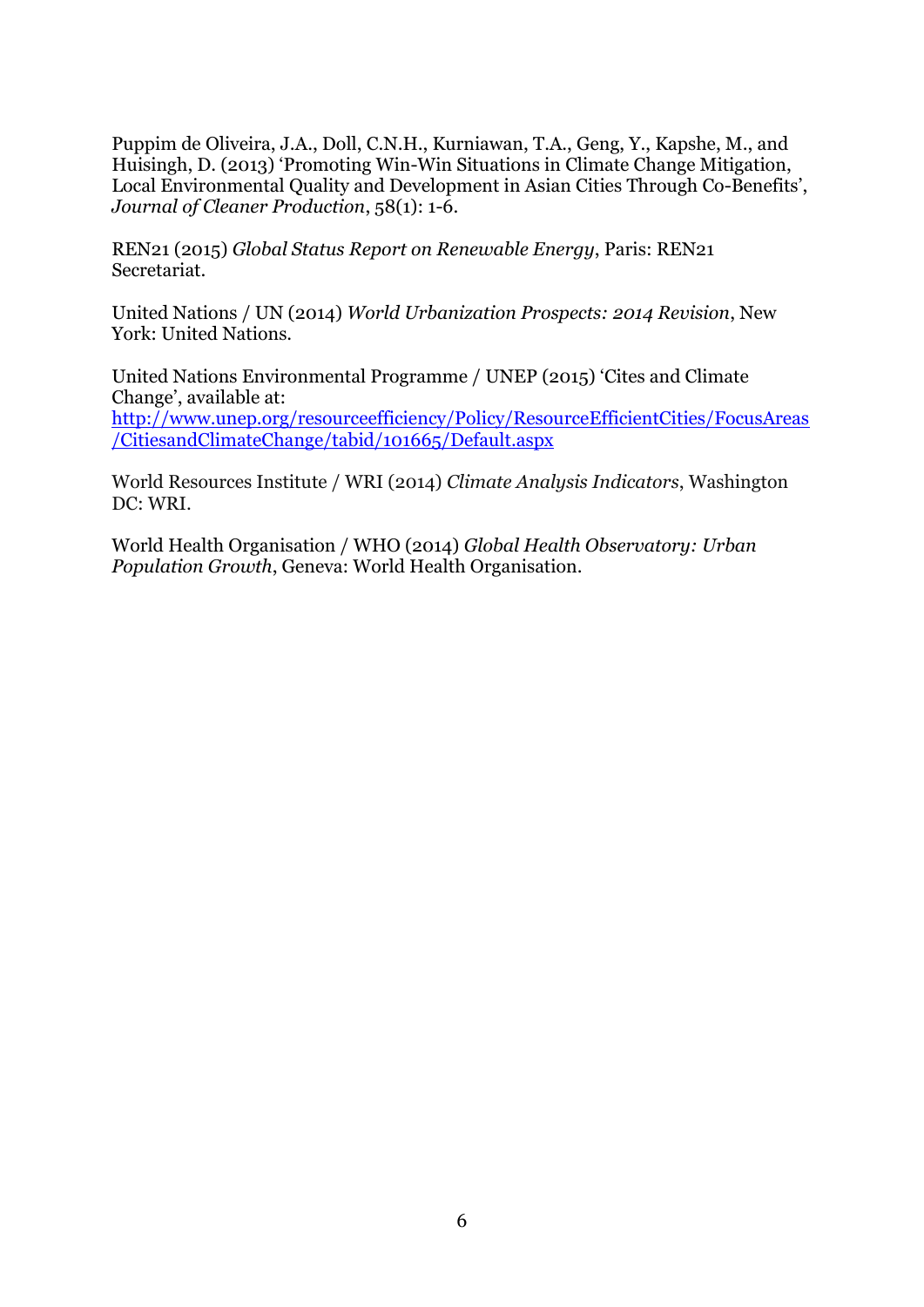Puppim de Oliveira, J.A., Doll, C.N.H., Kurniawan, T.A., Geng, Y., Kapshe, M., and Huisingh, D. (2013) 'Promoting Win-Win Situations in Climate Change Mitigation, Local Environmental Quality and Development in Asian Cities Through Co-Benefits', *Journal of Cleaner Production*, 58(1): 1-6.

REN21 (2015) *Global Status Report on Renewable Energy*, Paris: REN21 Secretariat.

United Nations / UN (2014) *World Urbanization Prospects: 2014 Revision*, New York: United Nations.

United Nations Environmental Programme / UNEP (2015) 'Cites and Climate Change', available at: [http://www.unep.org/resourceefficiency/Policy/ResourceEfficientCities/FocusAreas/CitiesandClimateChange/tabid/101665/Default.aspx](http://www.unep.org/resourceefficiency/Policy/ResourceEfficientCities/FocusAreas/CitiesandClimateChange/tabid/101665/Default.aspx)

World Resources Institute / WRI (2014) *Climate Analysis Indicators*, Washington DC: WRI.

World Health Organisation / WHO (2014) *Global Health Observatory: Urban Population Growth*, Geneva: World Health Organisation.